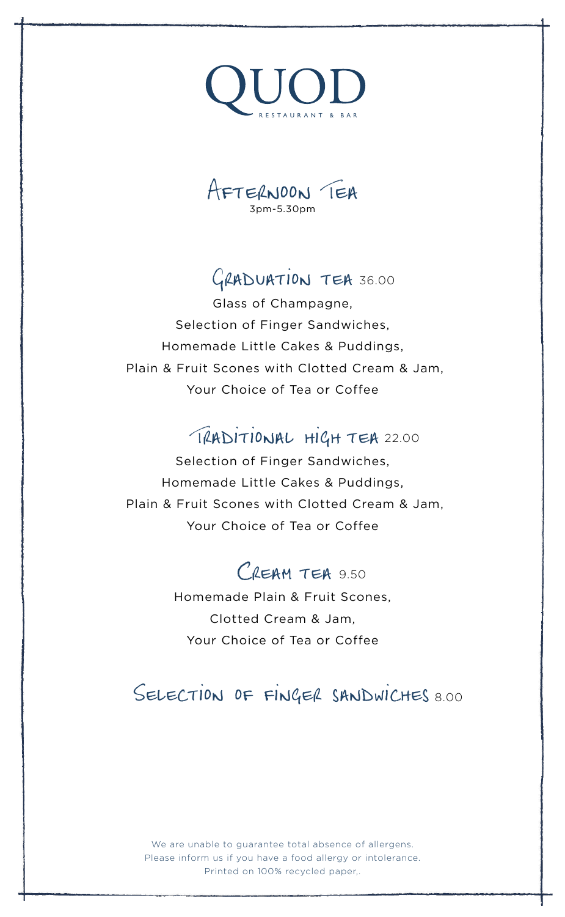# QUOD

RESTAURANT & BAR

## Afternoon Tea

3pm-5.30pm

### Graduation Tea 36.00

Glass of Champagne,
Selection of Finger Sandwiches,
Homemade Little Cakes & Puddings,
Plain & Fruit Scones with Clotted Cream & Jam,
Your Choice of Tea or Coffee

### Traditional High Tea 22.00

Selection of Finger Sandwiches,
Homemade Little Cakes & Puddings,
Plain & Fruit Scones with Clotted Cream & Jam,
Your Choice of Tea or Coffee

### Cream Tea 9.50

Homemade Plain & Fruit Scones,
Clotted Cream & Jam,
Your Choice of Tea or Coffee

### Selection of Finger Sandwiches 8.00

We are unable to guarantee total absence of allergens.
Please inform us if you have a food allergy or intolerance.
Printed on 100% recycled paper,.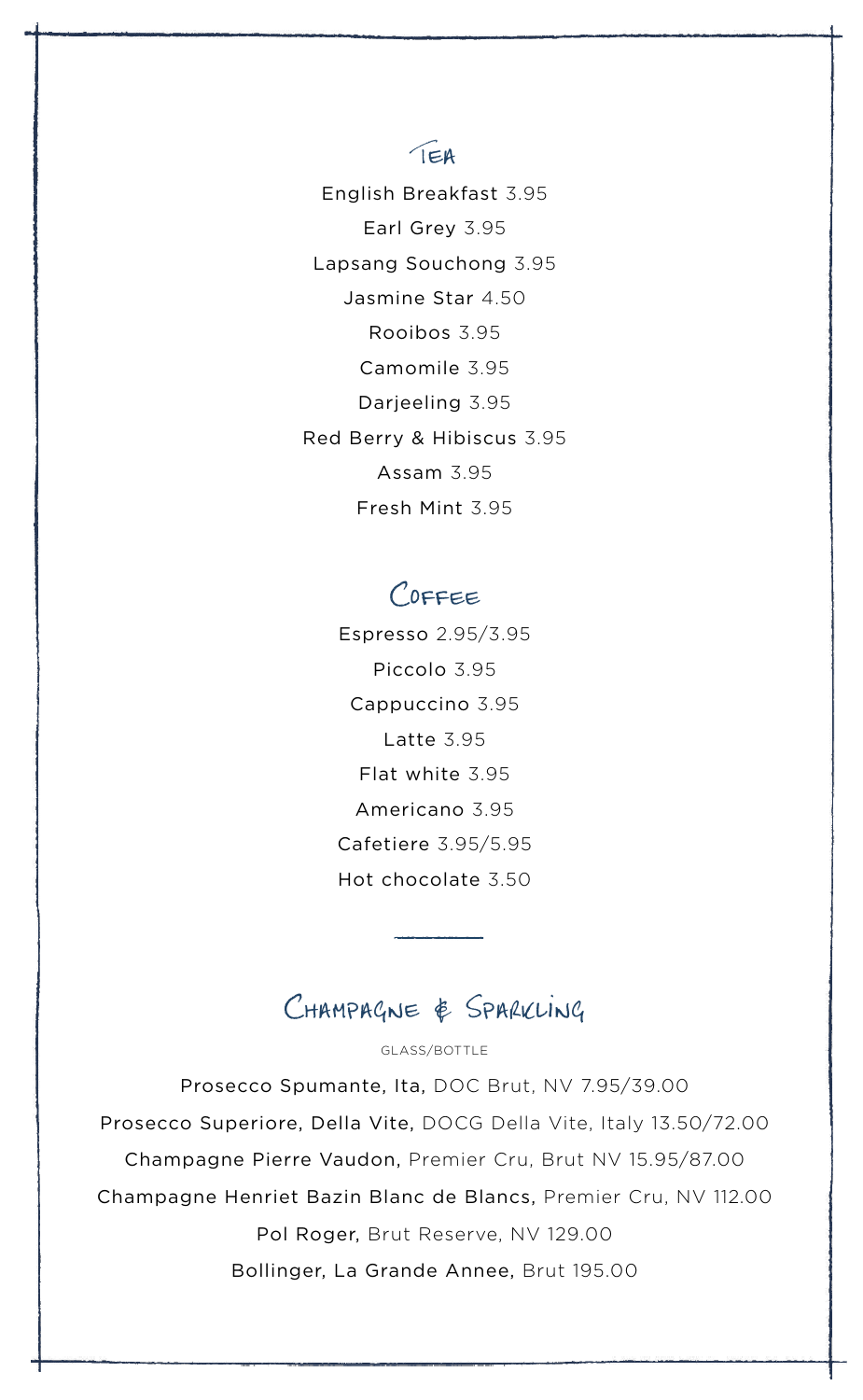## Tea

English Breakfast 3.95

Earl Grey 3.95

Lapsang Souchong 3.95

Jasmine Star 4.50

Rooibos 3.95

Camomile 3.95

Darjeeling 3.95

Red Berry & Hibiscus 3.95

Assam 3.95

Fresh Mint 3.95

## Coffee

Espresso 2.95/3.95

Piccolo 3.95

Cappuccino 3.95

Latte 3.95

Flat white 3.95

Americano 3.95

Cafetiere 3.95/5.95

Hot chocolate 3.50

---

## Champagne & Sparkling

GLASS/BOTTLE

Prosecco Spumante, Ita, DOC Brut, NV 7.95/39.00

Prosecco Superiore, Della Vite, DOCG Della Vite, Italy 13.50/72.00

Champagne Pierre Vaudon, Premier Cru, Brut NV 15.95/87.00

Champagne Henriet Bazin Blanc de Blancs, Premier Cru, NV 112.00

Pol Roger, Brut Reserve, NV 129.00

Bollinger, La Grande Annee, Brut 195.00